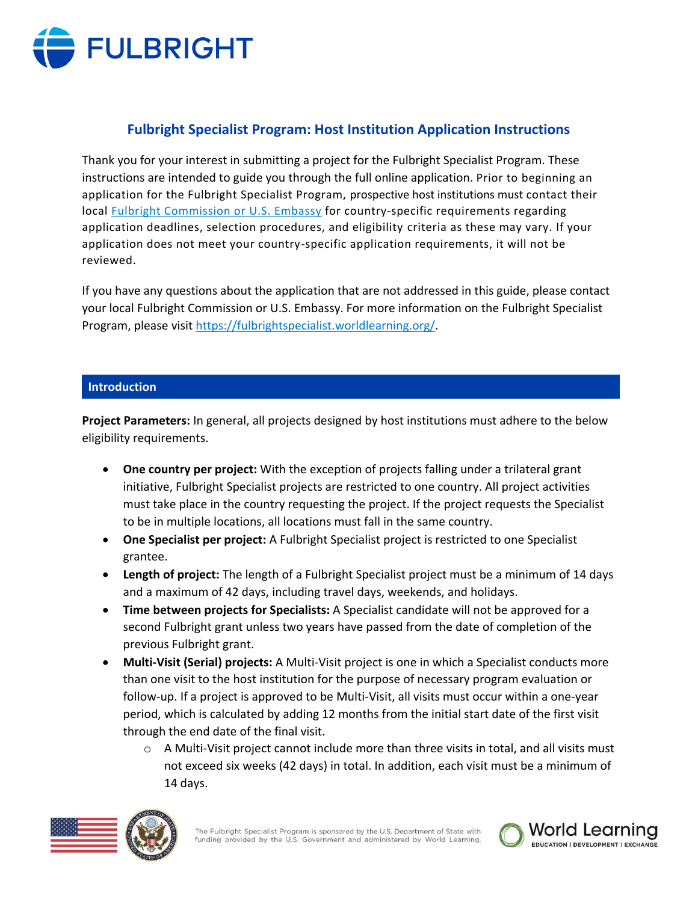# Fulbright Specialist Program: Host Institution Application Instructions

Thank you for your interest in submitting a project for the Fulbright Specialist Program. These instructions are intended to guide you through the full online application. Prior to beginning an application for the Fulbright Specialist Program, prospective host institutions must contact their local [Fulbright Commission or U.S. Embassy](#) for country-specific requirements regarding application deadlines, selection procedures, and eligibility criteria as these may vary. If your application does not meet your country-specific application requirements, it will not be reviewed.

If you have any questions about the application that are not addressed in this guide, please contact your local Fulbright Commission or U.S. Embassy. For more information on the Fulbright Specialist Program, please visit [https://fulbrightspecialist.worldlearning.org/](https://fulbrightspecialist.worldlearning.org/).

## Introduction

**Project Parameters:** In general, all projects designed by host institutions must adhere to the below eligibility requirements.

- **One country per project:** With the exception of projects falling under a trilateral grant initiative, Fulbright Specialist projects are restricted to one country. All project activities must take place in the country requesting the project. If the project requests the Specialist to be in multiple locations, all locations must fall in the same country.
- **One Specialist per project:** A Fulbright Specialist project is restricted to one Specialist grantee.
- **Length of project:** The length of a Fulbright Specialist project must be a minimum of 14 days and a maximum of 42 days, including travel days, weekends, and holidays.
- **Time between projects for Specialists:** A Specialist candidate will not be approved for a second Fulbright grant unless two years have passed from the date of completion of the previous Fulbright grant.
- **Multi-Visit (Serial) projects:** A Multi-Visit project is one in which a Specialist conducts more than one visit to the host institution for the purpose of necessary program evaluation or follow-up. If a project is approved to be Multi-Visit, all visits must occur within a one-year period, which is calculated by adding 12 months from the initial start date of the first visit through the end date of the final visit.
  - A Multi-Visit project cannot include more than three visits in total, and all visits must not exceed six weeks (42 days) in total. In addition, each visit must be a minimum of 14 days.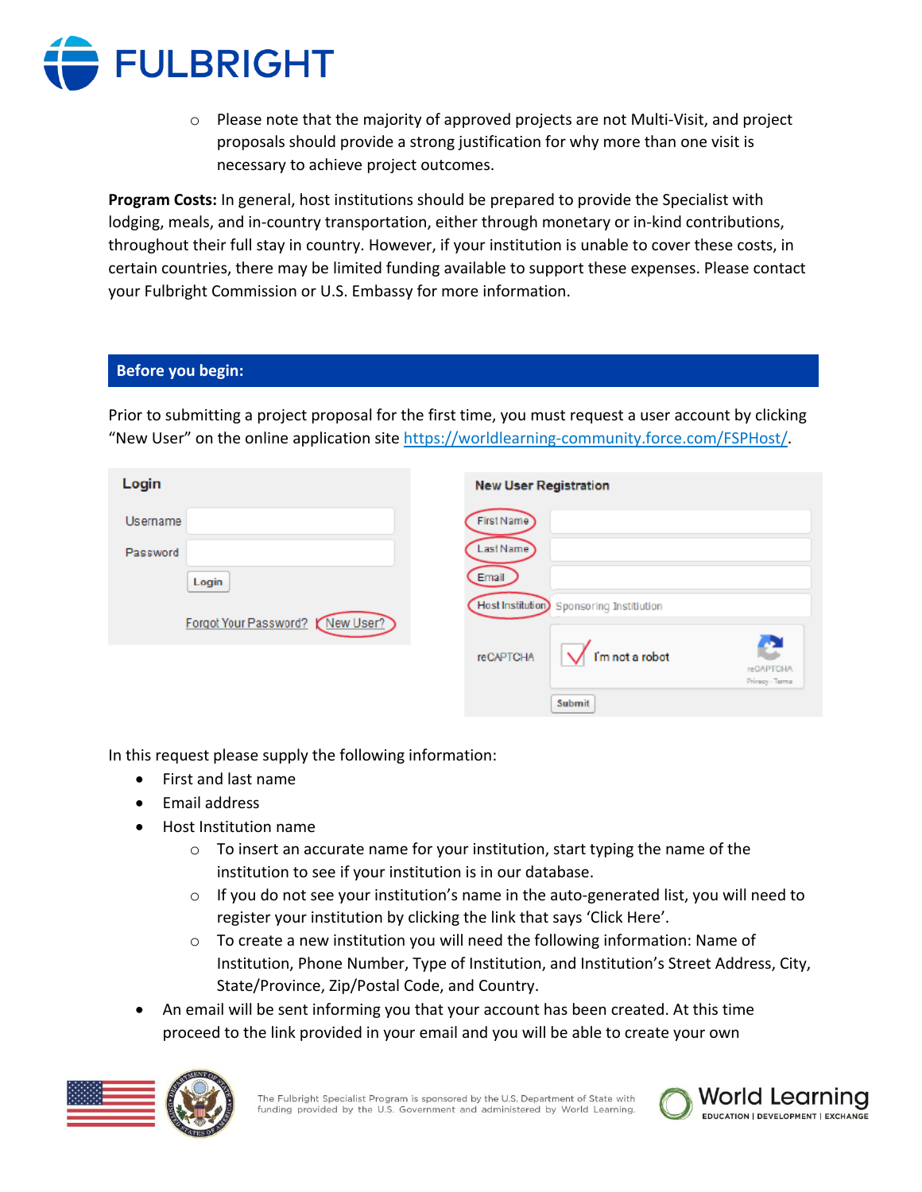- Please note that the majority of approved projects are not Multi-Visit, and project proposals should provide a strong justification for why more than one visit is necessary to achieve project outcomes.

**Program Costs:** In general, host institutions should be prepared to provide the Specialist with lodging, meals, and in-country transportation, either through monetary or in-kind contributions, throughout their full stay in country. However, if your institution is unable to cover these costs, in certain countries, there may be limited funding available to support these expenses. Please contact your Fulbright Commission or U.S. Embassy for more information.

## Before you begin:

Prior to submitting a project proposal for the first time, you must request a user account by clicking "New User" on the online application site https://worldlearning-community.force.com/FSPHost/.

In this request please supply the following information:

- First and last name
- Email address
- Host Institution name
  - To insert an accurate name for your institution, start typing the name of the institution to see if your institution is in our database.
  - If you do not see your institution's name in the auto-generated list, you will need to register your institution by clicking the link that says 'Click Here'.
  - To create a new institution you will need the following information: Name of Institution, Phone Number, Type of Institution, and Institution's Street Address, City, State/Province, Zip/Postal Code, and Country.
- An email will be sent informing you that your account has been created. At this time proceed to the link provided in your email and you will be able to create your own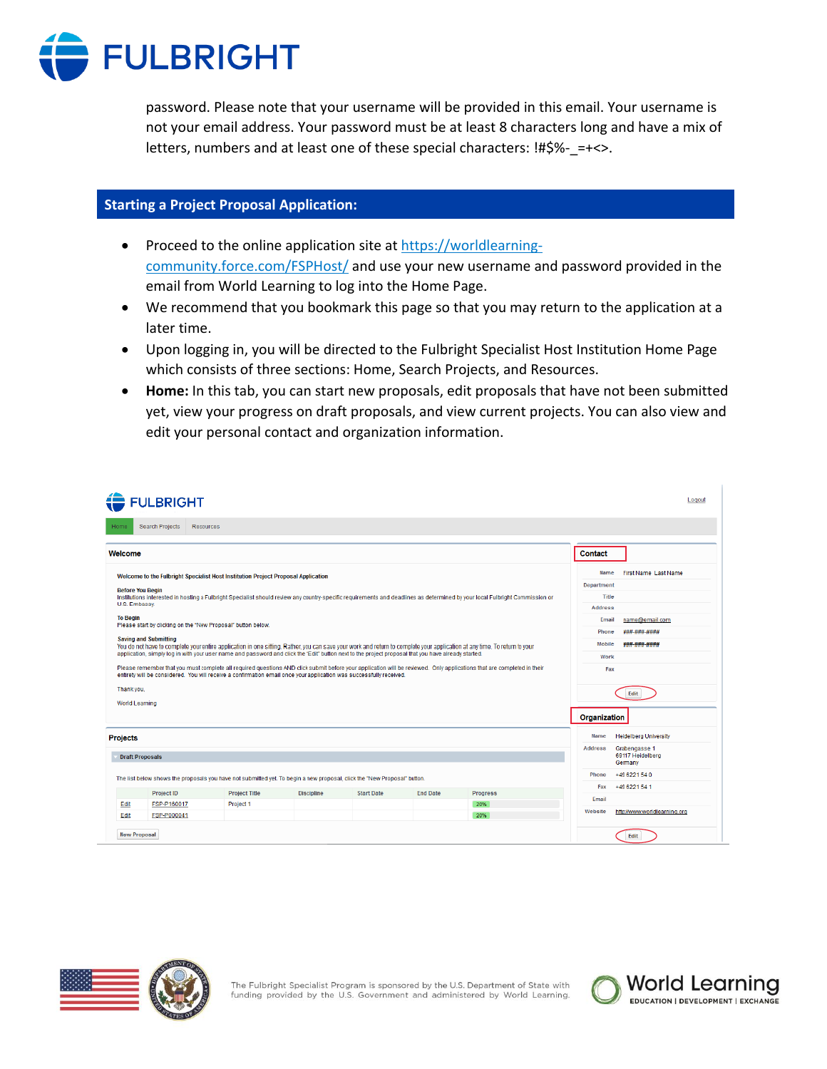password. Please note that your username will be provided in this email. Your username is not your email address. Your password must be at least 8 characters long and have a mix of letters, numbers and at least one of these special characters: !#$%-_=+<>.

## Starting a Project Proposal Application:

- Proceed to the online application site at https://worldlearning-community.force.com/FSPHost/ and use your new username and password provided in the email from World Learning to log into the Home Page.
- We recommend that you bookmark this page so that you may return to the application at a later time.
- Upon logging in, you will be directed to the Fulbright Specialist Host Institution Home Page which consists of three sections: Home, Search Projects, and Resources.
- **Home:** In this tab, you can start new proposals, edit proposals that have not been submitted yet, view your progress on draft proposals, and view current projects. You can also view and edit your personal contact and organization information.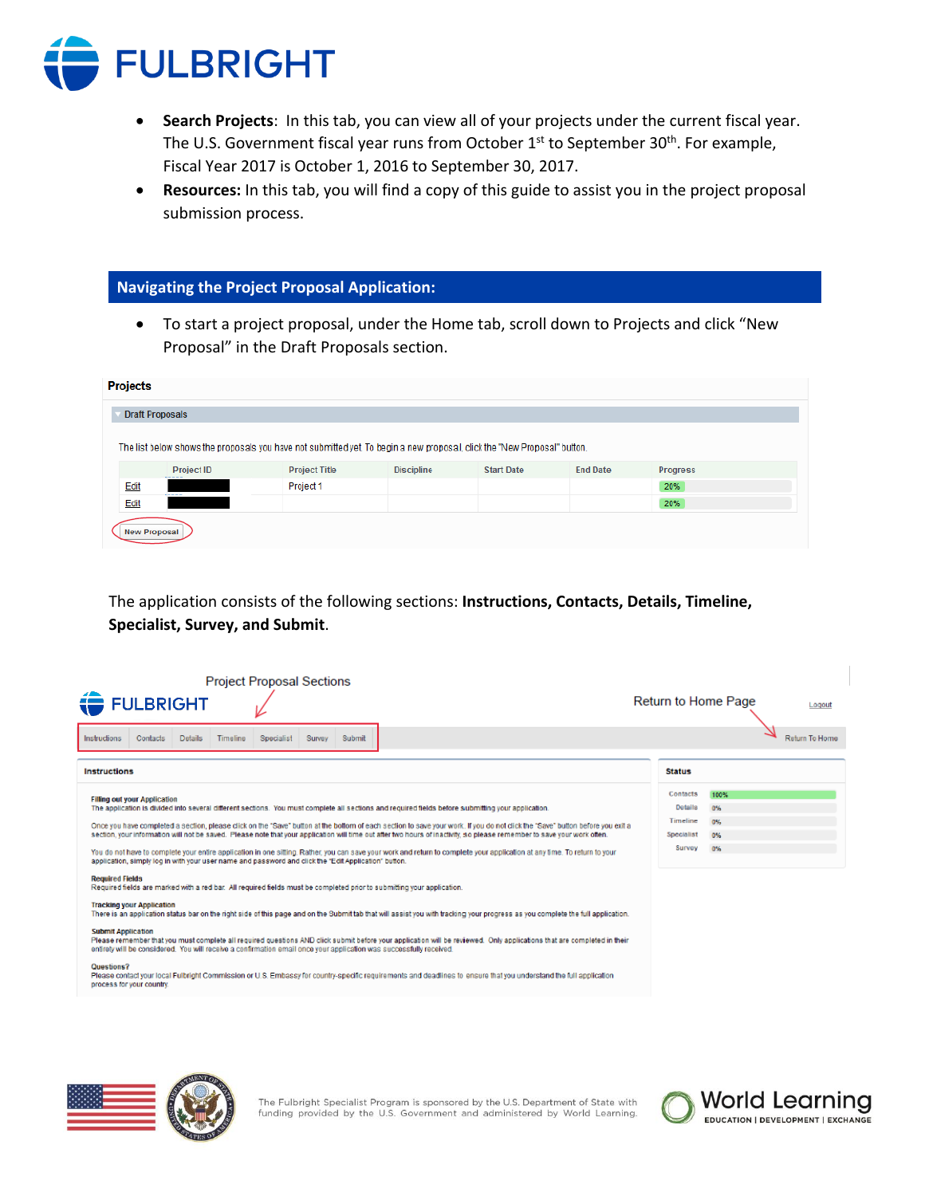- **Search Projects**: In this tab, you can view all of your projects under the current fiscal year. The U.S. Government fiscal year runs from October 1st to September 30th. For example, Fiscal Year 2017 is October 1, 2016 to September 30, 2017.
- **Resources:** In this tab, you will find a copy of this guide to assist you in the project proposal submission process.

## Navigating the Project Proposal Application:

- To start a project proposal, under the Home tab, scroll down to Projects and click "New Proposal" in the Draft Proposals section.

**Projects**

Draft Proposals

The list below shows the proposals you have not submitted yet. To begin a new proposal, click the "New Proposal" button.

| | Project ID | Project Title | Discipline | Start Date | End Date | Progress |
|---|---|---|---|---|---|---|
| Edit | | Project 1 | | | | 20% |
| Edit | | | | | | 20% |

New Proposal

The application consists of the following sections: **Instructions, Contacts, Details, Timeline, Specialist, Survey, and Submit**.

Project Proposal Sections

FULBRIGHT

Instructions | Contacts | Details | Timeline | Specialist | Survey | Submit

Return to Home Page

Logout

Return To Home

**Instructions**

**Filling out your Application**
The application is divided into several different sections. You must complete all sections and required fields before submitting your application.

Once you have completed a section, please click on the "Save" button at the bottom of each section to save your work. If you do not click the "Save" button before you exit a section, your information will not be saved. Please note that your application will time out after two hours of inactivity, so please remember to save your work often.

You do not have to complete your entire application in one sitting. Rather, you can save your work and return to complete your application at any time. To return to your application, simply log in with your user name and password and click the "Edit Application" button.

**Required Fields**
Required fields are marked with a red bar. All required fields must be completed prior to submitting your application.

**Tracking your Application**
There is an application status bar on the right side of this page and on the Submit tab that will assist you with tracking your progress as you complete the full application.

**Submit Application**
Please remember that you must complete all required questions AND click submit before your application will be reviewed. Only applications that are completed in their entirety will be considered. You will receive a confirmation email once your application was successfully received.

**Questions?**
Please contact your local Fulbright Commission or U.S. Embassy for country-specific requirements and deadlines to ensure that you understand the full application process for your country.

**Status**

| Section | Progress |
|---|---|
| Contacts | 100% |
| Details | 0% |
| Timeline | 0% |
| Specialist | 0% |
| Survey | 0% |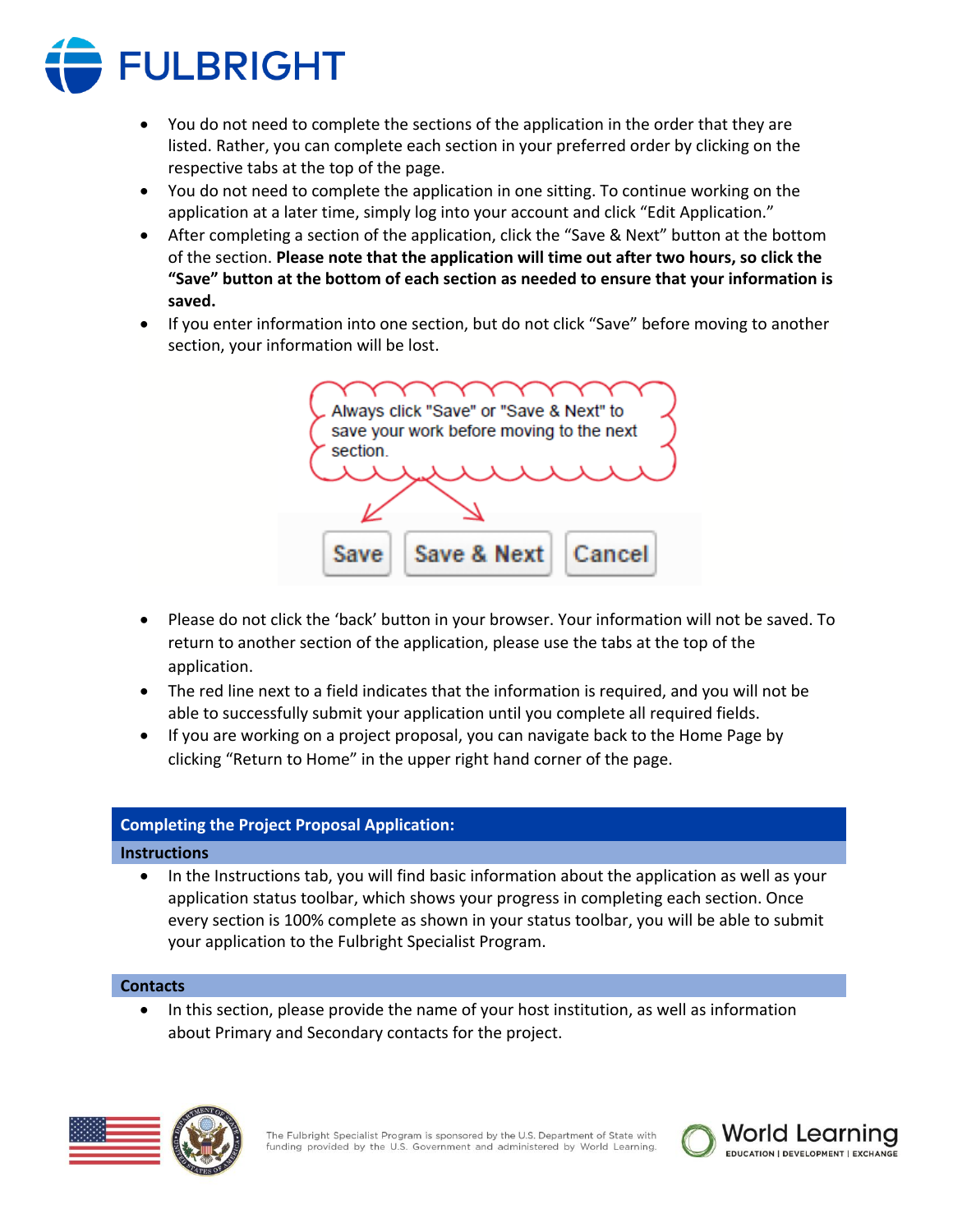- You do not need to complete the sections of the application in the order that they are listed. Rather, you can complete each section in your preferred order by clicking on the respective tabs at the top of the page.
- You do not need to complete the application in one sitting. To continue working on the application at a later time, simply log into your account and click "Edit Application."
- After completing a section of the application, click the "Save & Next" button at the bottom of the section. **Please note that the application will time out after two hours, so click the "Save" button at the bottom of each section as needed to ensure that your information is saved.**
- If you enter information into one section, but do not click "Save" before moving to another section, your information will be lost.

Always click "Save" or "Save & Next" to save your work before moving to the next section.

Save | Save & Next | Cancel

- Please do not click the 'back' button in your browser. Your information will not be saved. To return to another section of the application, please use the tabs at the top of the application.
- The red line next to a field indicates that the information is required, and you will not be able to successfully submit your application until you complete all required fields.
- If you are working on a project proposal, you can navigate back to the Home Page by clicking "Return to Home" in the upper right hand corner of the page.

## Completing the Project Proposal Application:

### Instructions

- In the Instructions tab, you will find basic information about the application as well as your application status toolbar, which shows your progress in completing each section. Once every section is 100% complete as shown in your status toolbar, you will be able to submit your application to the Fulbright Specialist Program.

### Contacts

- In this section, please provide the name of your host institution, as well as information about Primary and Secondary contacts for the project.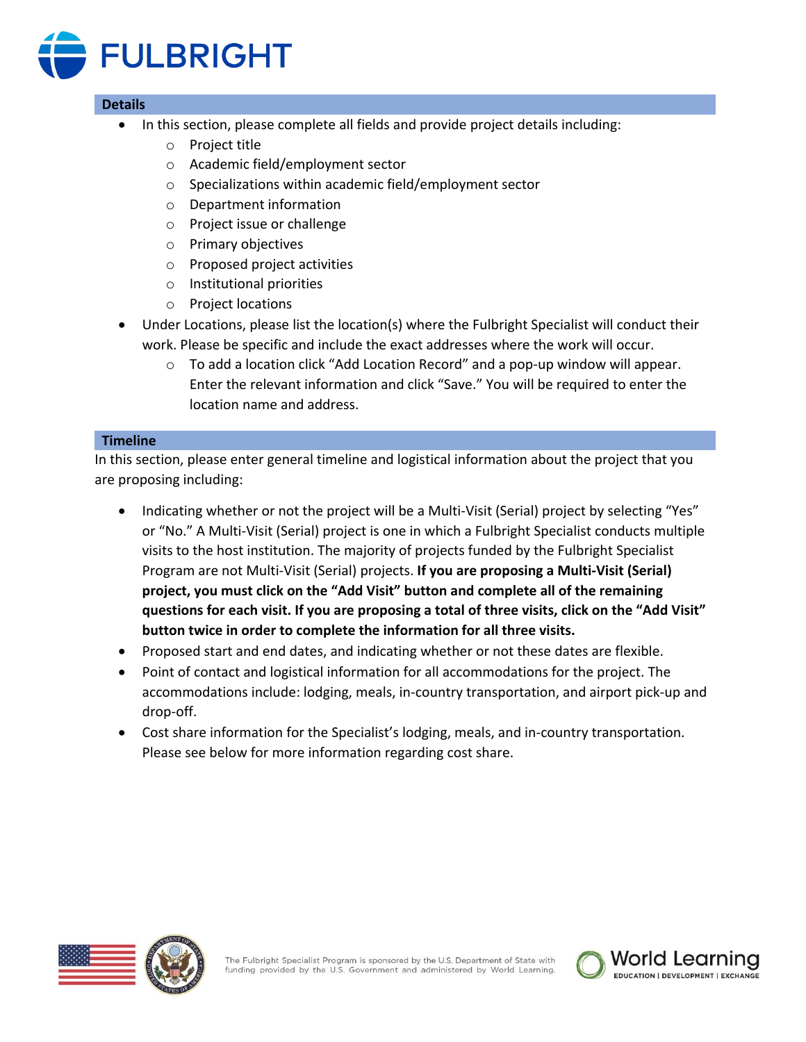## Details

- In this section, please complete all fields and provide project details including:
    - Project title
    - Academic field/employment sector
    - Specializations within academic field/employment sector
    - Department information
    - Project issue or challenge
    - Primary objectives
    - Proposed project activities
    - Institutional priorities
    - Project locations
- Under Locations, please list the location(s) where the Fulbright Specialist will conduct their work. Please be specific and include the exact addresses where the work will occur.
    - To add a location click "Add Location Record" and a pop-up window will appear. Enter the relevant information and click "Save." You will be required to enter the location name and address.

## Timeline

In this section, please enter general timeline and logistical information about the project that you are proposing including:

- Indicating whether or not the project will be a Multi-Visit (Serial) project by selecting "Yes" or "No." A Multi-Visit (Serial) project is one in which a Fulbright Specialist conducts multiple visits to the host institution. The majority of projects funded by the Fulbright Specialist Program are not Multi-Visit (Serial) projects. **If you are proposing a Multi-Visit (Serial) project, you must click on the "Add Visit" button and complete all of the remaining questions for each visit. If you are proposing a total of three visits, click on the "Add Visit" button twice in order to complete the information for all three visits.**
- Proposed start and end dates, and indicating whether or not these dates are flexible.
- Point of contact and logistical information for all accommodations for the project. The accommodations include: lodging, meals, in-country transportation, and airport pick-up and drop-off.
- Cost share information for the Specialist's lodging, meals, and in-country transportation. Please see below for more information regarding cost share.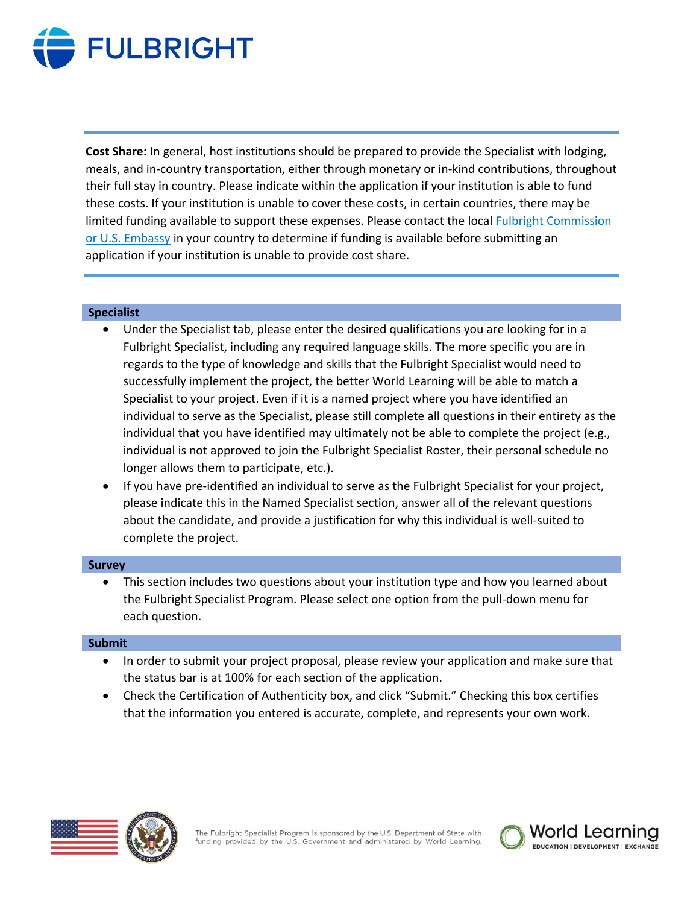**Cost Share:** In general, host institutions should be prepared to provide the Specialist with lodging, meals, and in-country transportation, either through monetary or in-kind contributions, throughout their full stay in country. Please indicate within the application if your institution is able to fund these costs. If your institution is unable to cover these costs, in certain countries, there may be limited funding available to support these expenses. Please contact the local Fulbright Commission or U.S. Embassy in your country to determine if funding is available before submitting an application if your institution is unable to provide cost share.

## Specialist

- Under the Specialist tab, please enter the desired qualifications you are looking for in a Fulbright Specialist, including any required language skills. The more specific you are in regards to the type of knowledge and skills that the Fulbright Specialist would need to successfully implement the project, the better World Learning will be able to match a Specialist to your project. Even if it is a named project where you have identified an individual to serve as the Specialist, please still complete all questions in their entirety as the individual that you have identified may ultimately not be able to complete the project (e.g., individual is not approved to join the Fulbright Specialist Roster, their personal schedule no longer allows them to participate, etc.).
- If you have pre-identified an individual to serve as the Fulbright Specialist for your project, please indicate this in the Named Specialist section, answer all of the relevant questions about the candidate, and provide a justification for why this individual is well-suited to complete the project.

## Survey

- This section includes two questions about your institution type and how you learned about the Fulbright Specialist Program. Please select one option from the pull-down menu for each question.

## Submit

- In order to submit your project proposal, please review your application and make sure that the status bar is at 100% for each section of the application.
- Check the Certification of Authenticity box, and click "Submit." Checking this box certifies that the information you entered is accurate, complete, and represents your own work.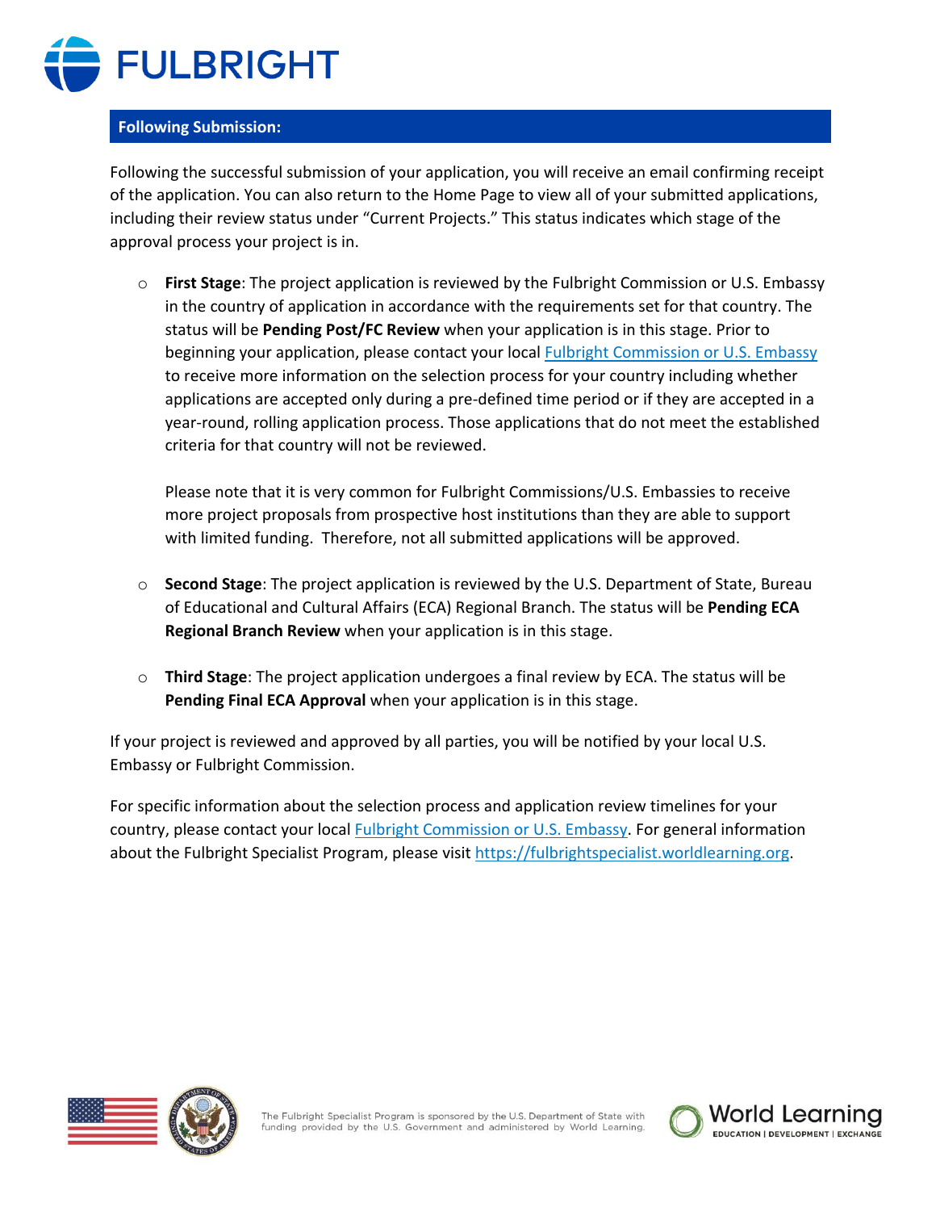## Following Submission:

Following the successful submission of your application, you will receive an email confirming receipt of the application. You can also return to the Home Page to view all of your submitted applications, including their review status under "Current Projects." This status indicates which stage of the approval process your project is in.

- **First Stage**: The project application is reviewed by the Fulbright Commission or U.S. Embassy in the country of application in accordance with the requirements set for that country. The status will be **Pending Post/FC Review** when your application is in this stage. Prior to beginning your application, please contact your local [Fulbright Commission or U.S. Embassy](#) to receive more information on the selection process for your country including whether applications are accepted only during a pre-defined time period or if they are accepted in a year-round, rolling application process. Those applications that do not meet the established criteria for that country will not be reviewed.

  Please note that it is very common for Fulbright Commissions/U.S. Embassies to receive more project proposals from prospective host institutions than they are able to support with limited funding. Therefore, not all submitted applications will be approved.

- **Second Stage**: The project application is reviewed by the U.S. Department of State, Bureau of Educational and Cultural Affairs (ECA) Regional Branch. The status will be **Pending ECA Regional Branch Review** when your application is in this stage.

- **Third Stage**: The project application undergoes a final review by ECA. The status will be **Pending Final ECA Approval** when your application is in this stage.

If your project is reviewed and approved by all parties, you will be notified by your local U.S. Embassy or Fulbright Commission.

For specific information about the selection process and application review timelines for your country, please contact your local [Fulbright Commission or U.S. Embassy](#). For general information about the Fulbright Specialist Program, please visit [https://fulbrightspecialist.worldlearning.org](https://fulbrightspecialist.worldlearning.org).

The Fulbright Specialist Program is sponsored by the U.S. Department of State with funding provided by the U.S. Government and administered by World Learning.